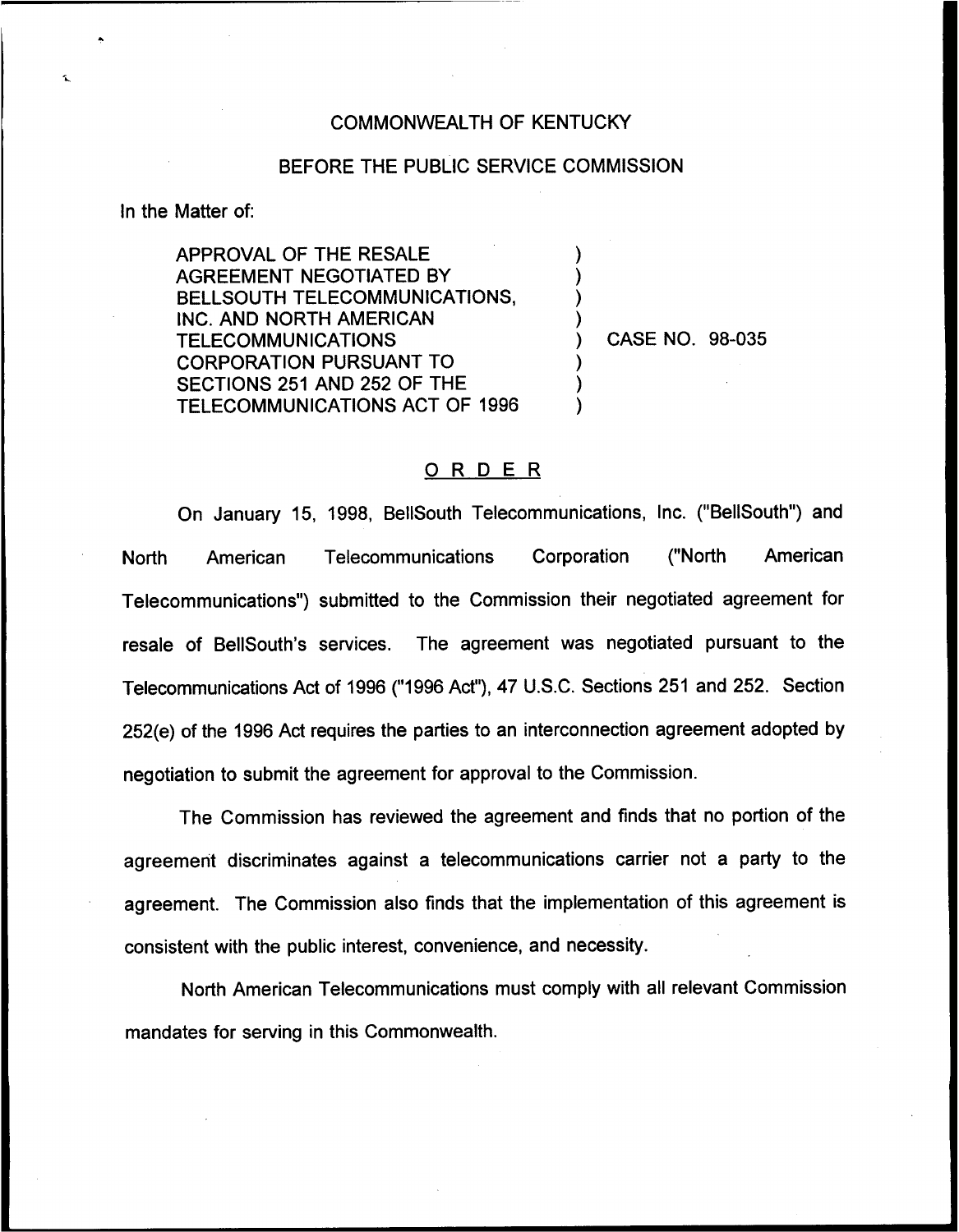COMMONWEALTH OF KENTUCKY

BEFORE THE PUBLIC SERVICE COMMISSION

In the Matter of:

APPROVAL OF THE RESALE AGREEMENT NEGOTIATED BY BELLSOUTH TELECOMMUNICATIONS, INC. AND NORTH AMERICAN TELECOMMUNICATIONS CORPORATION PURSUANT TO SECTIONS 251 AND 252 OF THE TELECOMMUNICATIONS ACT OF 1996

) CASE NO. 98-035

## ORDER

On January 15, 1998, BellSouth Telecommunications, Inc. ("BellSouth") and North American Telecommunications Corporation ("North American Telecommunications") submitted to the Commission their negotiated agreement for resale of BellSouth's services. The agreement was negotiated pursuant to the Telecommunications Act of 1996 ("1996 Act"), 47 U.S.C. Sections 251 and 252. Section 252(e) of the 1996 Act requires the parties to an interconnection agreement adopted by negotiation to submit the agreement for approval to the Commission.

The Commission has reviewed the agreement and finds that no portion of the agreement discriminates against a telecommunications carrier not a party to the agreement. The Commission also finds that the implementation of this agreement is consistent with the public interest, convenience, and necessity.

North American Telecommunications must comply with all relevant Commission mandates for serving in this Commonwealth.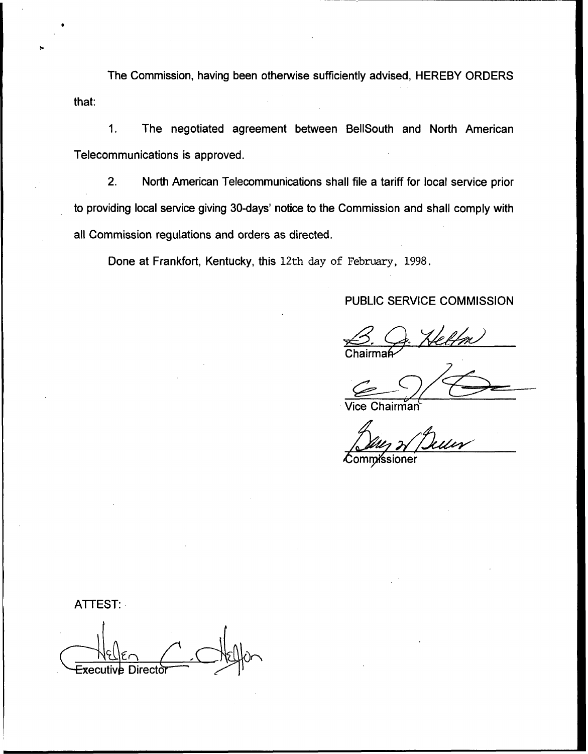The Commission, having been otherwise sufficiently advised, HEREBY ORDERS that:

1. The negotiated agreement between BellSouth and North American Telecommunications is approved.

2. North American Telecommunications shall file a tariff for local service prior to providing local service giving 30-days' notice to the Commission and shall comply with all Commission regulations and orders as directed.

Done at Frankfort, Kentucky, this 12th day of February, 1998.

PUBLIC SERVICE COMMISSION

Chairman

Vice Chairman

Commissioner

ATTEST:

Executive Director